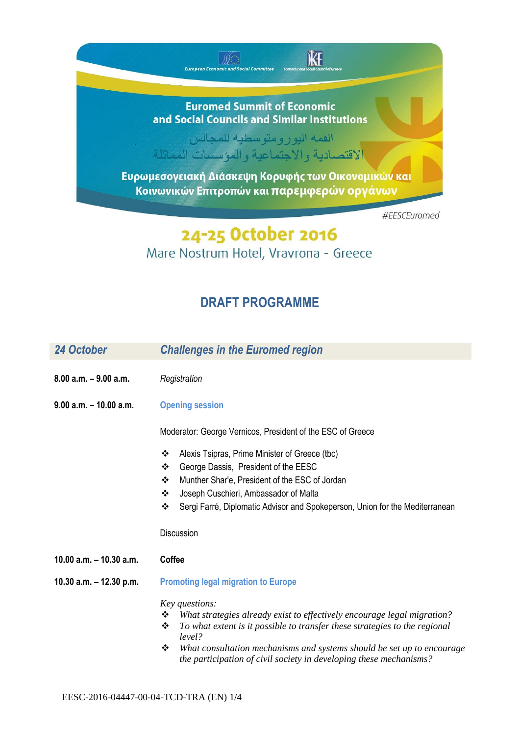European Economic and Social Committee    Economic and Social Council of Greece

# Euromed Summit of Economic and Social Councils and Similar Institutions

القمة اليورومتوسطية للمجالس الاقتصادية والاجتماعية والمؤسسات المماثلة

Ευρωμεσογειακή Διάσκεψη Κορυφής των Οικονομικών και Κοινωνικών Επιτροπών και παρεμφερών οργάνων

#EESCEuromed

## 24-25 October 2016

Mare Nostrum Hotel, Vravrona - Greece

## DRAFT PROGRAMME

| *24 October* | *Challenges in the Euromed region* |
|---|---|
| **8.00 a.m. – 9.00 a.m.** | *Registration* |
| **9.00 a.m. – 10.00 a.m.** | **Opening session** |

Moderator: George Vernicos, President of the ESC of Greece

- Alexis Tsipras, Prime Minister of Greece (tbc)
- George Dassis, President of the EESC
- Munther Shar'e, President of the ESC of Jordan
- Joseph Cuschieri, Ambassador of Malta
- Sergi Farré, Diplomatic Advisor and Spokeperson, Union for the Mediterranean

Discussion

**10.00 a.m. – 10.30 a.m.** **Coffee**

**10.30 a.m. – 12.30 p.m.** **Promoting legal migration to Europe**

*Key questions:*

- *What strategies already exist to effectively encourage legal migration?*
- *To what extent is it possible to transfer these strategies to the regional level?*
- *What consultation mechanisms and systems should be set up to encourage the participation of civil society in developing these mechanisms?*

EESC-2016-04447-00-04-TCD-TRA (EN)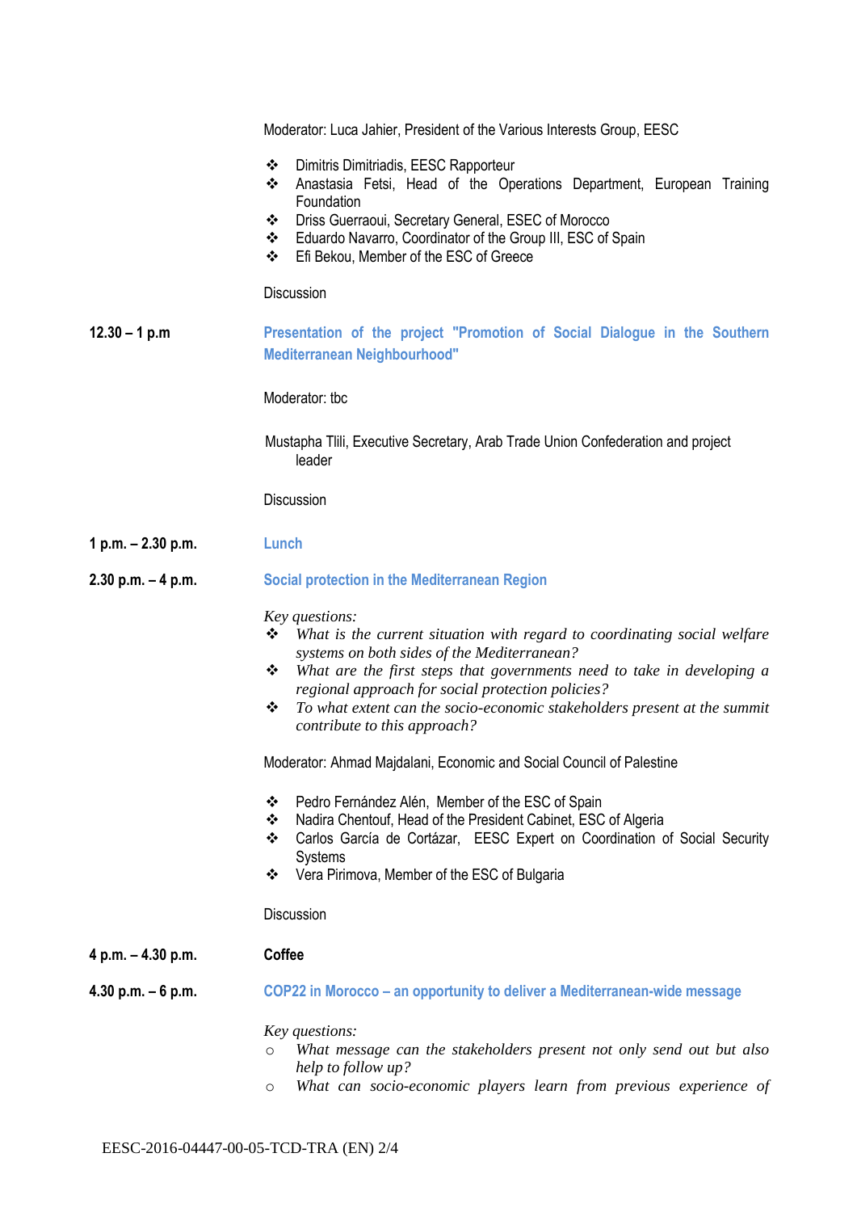Moderator: Luca Jahier, President of the Various Interests Group, EESC

- Dimitris Dimitriadis, EESC Rapporteur
- Anastasia Fetsi, Head of the Operations Department, European Training Foundation
- Driss Guerraoui, Secretary General, ESEC of Morocco
- Eduardo Navarro, Coordinator of the Group III, ESC of Spain
- Efi Bekou, Member of the ESC of Greece

Discussion

**12.30 – 1 p.m** **Presentation of the project "Promotion of Social Dialogue in the Southern Mediterranean Neighbourhood"**

Moderator: tbc

Mustapha Tlili, Executive Secretary, Arab Trade Union Confederation and project leader

Discussion

**1 p.m. – 2.30 p.m.** **Lunch**

**2.30 p.m. – 4 p.m.** **Social protection in the Mediterranean Region**

*Key questions:*

- *What is the current situation with regard to coordinating social welfare systems on both sides of the Mediterranean?*
- *What are the first steps that governments need to take in developing a regional approach for social protection policies?*
- *To what extent can the socio-economic stakeholders present at the summit contribute to this approach?*

Moderator: Ahmad Majdalani, Economic and Social Council of Palestine

- Pedro Fernández Alén, Member of the ESC of Spain
- Nadira Chentouf, Head of the President Cabinet, ESC of Algeria
- Carlos García de Cortázar, EESC Expert on Coordination of Social Security Systems
- Vera Pirimova, Member of the ESC of Bulgaria

Discussion

**4 p.m. – 4.30 p.m.** **Coffee**

**4.30 p.m. – 6 p.m.** **COP22 in Morocco – an opportunity to deliver a Mediterranean-wide message**

*Key questions:*

- *What message can the stakeholders present not only send out but also help to follow up?*
- *What can socio-economic players learn from previous experience of*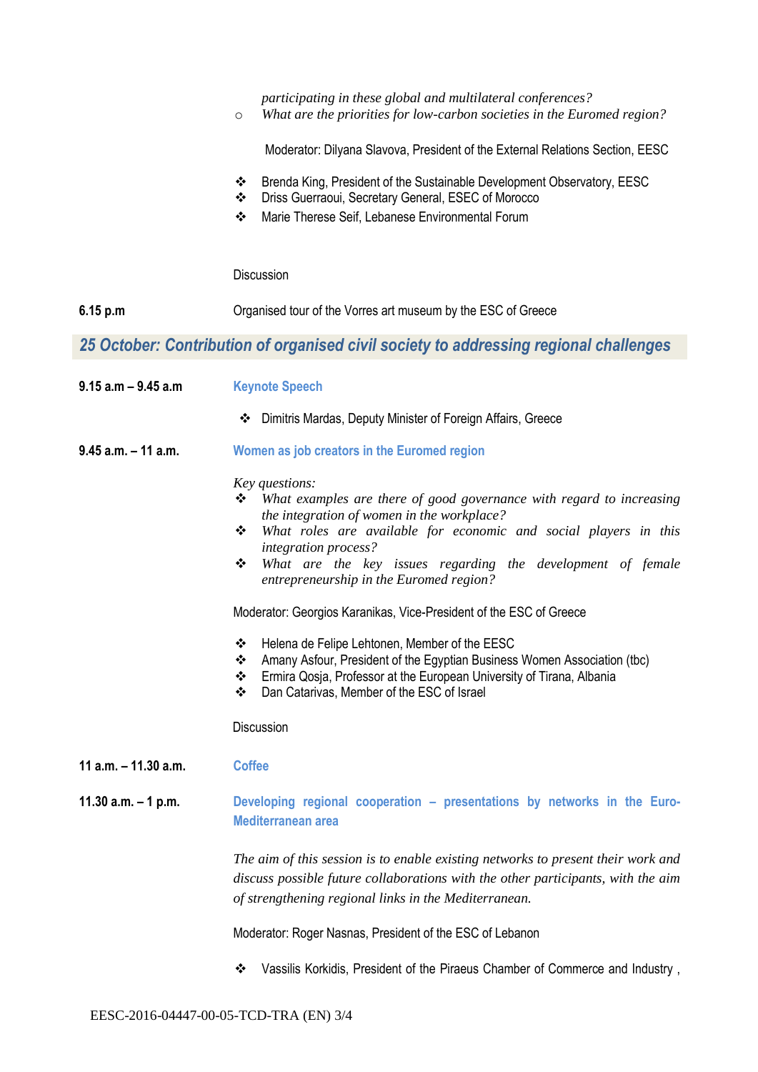*participating in these global and multilateral conferences?*

- *What are the priorities for low-carbon societies in the Euromed region?*

Moderator: Dilyana Slavova, President of the External Relations Section, EESC

- Brenda King, President of the Sustainable Development Observatory, EESC
- Driss Guerraoui, Secretary General, ESEC of Morocco
- Marie Therese Seif, Lebanese Environmental Forum

Discussion

**6.15 p.m** Organised tour of the Vorres art museum by the ESC of Greece

## *25 October: Contribution of organised civil society to addressing regional challenges*

**9.15 a.m – 9.45 a.m** **Keynote Speech**

- Dimitris Mardas, Deputy Minister of Foreign Affairs, Greece

**9.45 a.m. – 11 a.m.** **Women as job creators in the Euromed region**

*Key questions:*

- *What examples are there of good governance with regard to increasing the integration of women in the workplace?*
- *What roles are available for economic and social players in this integration process?*
- *What are the key issues regarding the development of female entrepreneurship in the Euromed region?*

Moderator: Georgios Karanikas, Vice-President of the ESC of Greece

- Helena de Felipe Lehtonen, Member of the EESC
- Amany Asfour, President of the Egyptian Business Women Association (tbc)
- Ermira Qosja, Professor at the European University of Tirana, Albania
- Dan Catarivas, Member of the ESC of Israel

Discussion

**11 a.m. – 11.30 a.m.** **Coffee**

**11.30 a.m. – 1 p.m.** **Developing regional cooperation – presentations by networks in the Euro-Mediterranean area**

*The aim of this session is to enable existing networks to present their work and discuss possible future collaborations with the other participants, with the aim of strengthening regional links in the Mediterranean.*

Moderator: Roger Nasnas, President of the ESC of Lebanon

- Vassilis Korkidis, President of the Piraeus Chamber of Commerce and Industry ,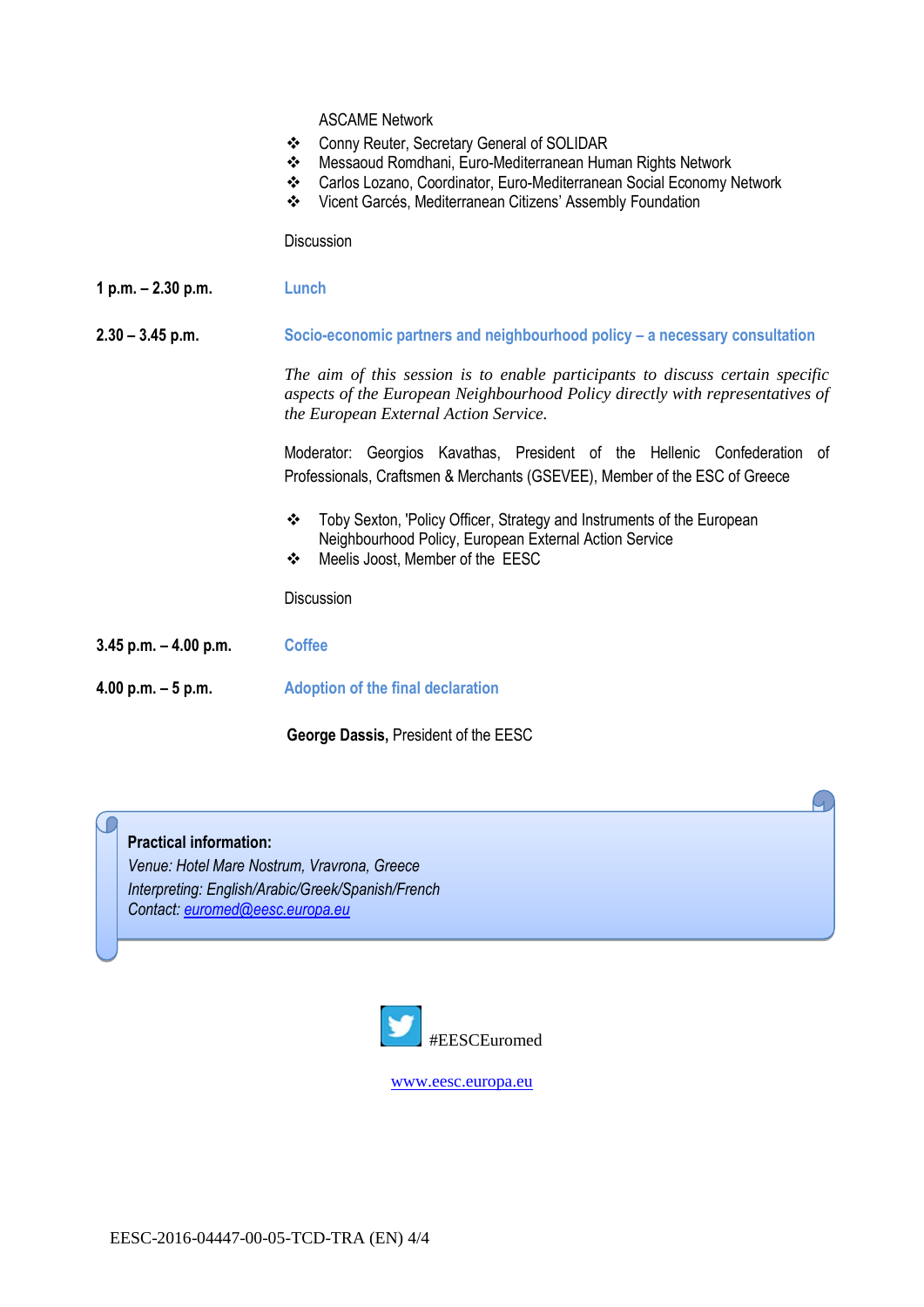ASCAME Network

- Conny Reuter, Secretary General of SOLIDAR
- Messaoud Romdhani, Euro-Mediterranean Human Rights Network
- Carlos Lozano, Coordinator, Euro-Mediterranean Social Economy Network
- Vicent Garcés, Mediterranean Citizens' Assembly Foundation

Discussion

**1 p.m. – 2.30 p.m.** **Lunch**

**2.30 – 3.45 p.m.** **Socio-economic partners and neighbourhood policy – a necessary consultation**

*The aim of this session is to enable participants to discuss certain specific aspects of the European Neighbourhood Policy directly with representatives of the European External Action Service.*

Moderator: Georgios Kavathas, President of the Hellenic Confederation of Professionals, Craftsmen & Merchants (GSEVEE), Member of the ESC of Greece

- Toby Sexton, 'Policy Officer, Strategy and Instruments of the European Neighbourhood Policy, European External Action Service
- Meelis Joost, Member of the EESC

Discussion

**3.45 p.m. – 4.00 p.m.** **Coffee**

**4.00 p.m. – 5 p.m.** **Adoption of the final declaration**

**George Dassis,** President of the EESC

**Practical information:**
*Venue: Hotel Mare Nostrum, Vravrona, Greece*
*Interpreting: English/Arabic/Greek/Spanish/French*
*Contact: euromed@eesc.europa.eu*

#EESCEuromed

www.eesc.europa.eu

EESC-2016-04447-00-05-TCD-TRA (EN) 4/4